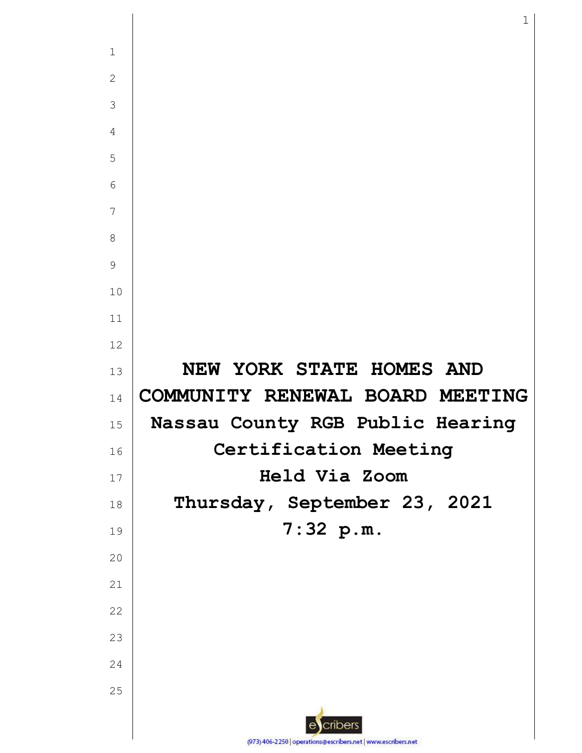# NEW YORK STATE HOMES AND COMMUNITY RENEWAL BOARD MEETING

**Nassau County RGB Public Hearing**

**Certification Meeting**

**Held Via Zoom**

**Thursday, September 23, 2021**

**7:32 p.m.**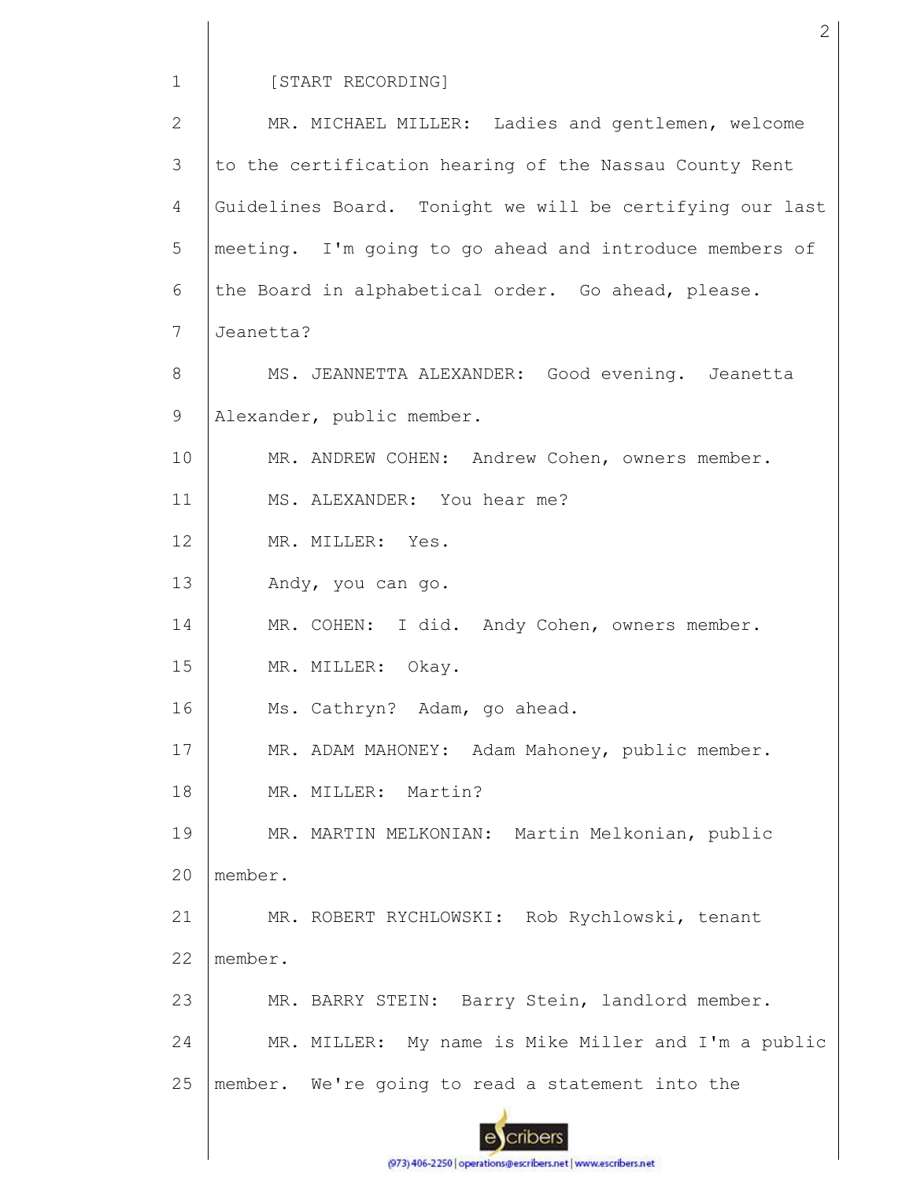[START RECORDING]

MR. MICHAEL MILLER: Ladies and gentlemen, welcome to the certification hearing of the Nassau County Rent Guidelines Board. Tonight we will be certifying our last meeting. I'm going to go ahead and introduce members of the Board in alphabetical order. Go ahead, please. Jeanetta?

MS. JEANNETTA ALEXANDER: Good evening. Jeanetta Alexander, public member.

MR. ANDREW COHEN: Andrew Cohen, owners member.

MS. ALEXANDER: You hear me?

MR. MILLER: Yes.

Andy, you can go.

MR. COHEN: I did. Andy Cohen, owners member.

MR. MILLER: Okay.

Ms. Cathryn? Adam, go ahead.

MR. ADAM MAHONEY: Adam Mahoney, public member.

MR. MILLER: Martin?

MR. MARTIN MELKONIAN: Martin Melkonian, public member.

MR. ROBERT RYCHLOWSKI: Rob Rychlowski, tenant member.

MR. BARRY STEIN: Barry Stein, landlord member.

MR. MILLER: My name is Mike Miller and I'm a public member. We're going to read a statement into the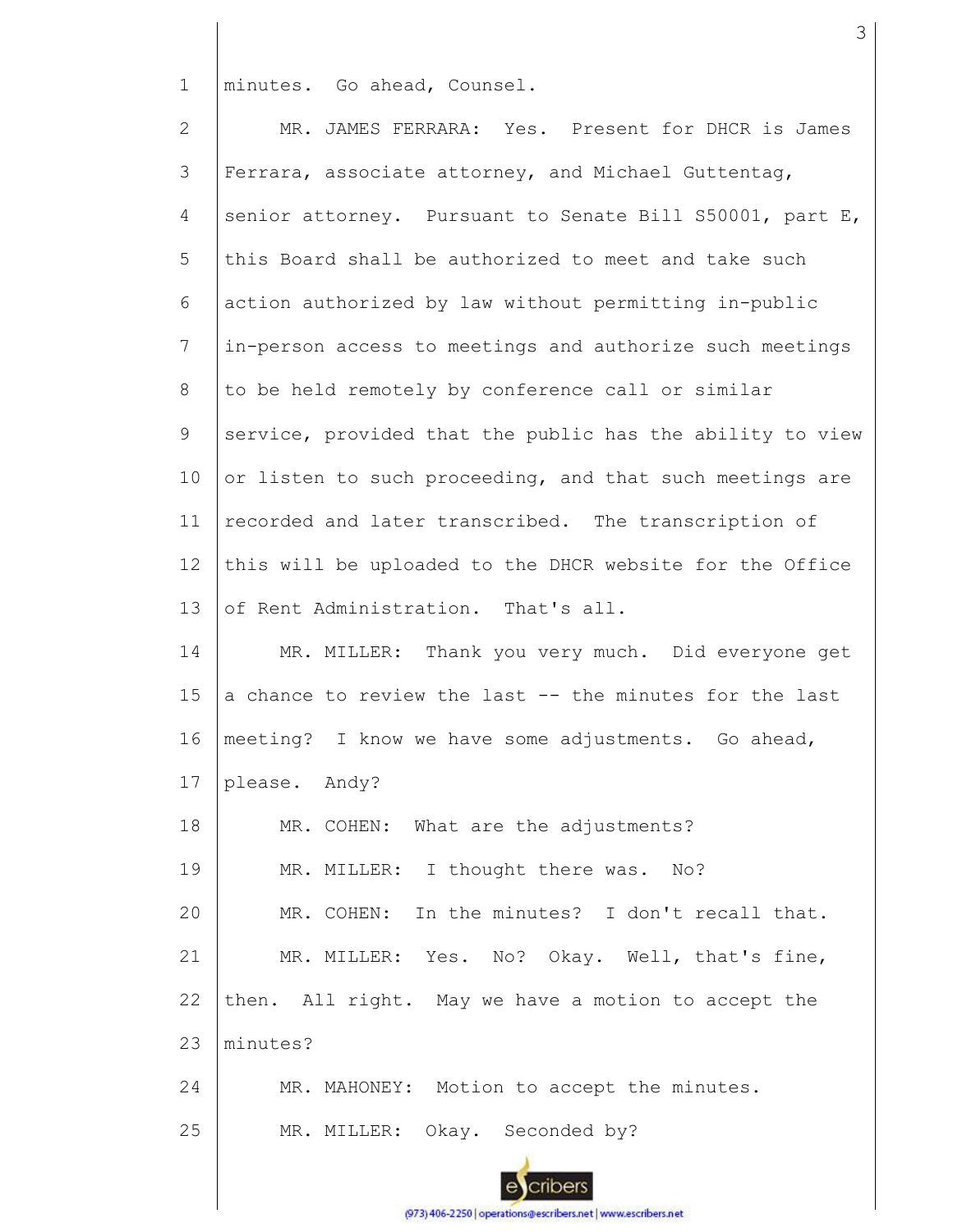minutes. Go ahead, Counsel.

MR. JAMES FERRARA: Yes. Present for DHCR is James Ferrara, associate attorney, and Michael Guttentag, senior attorney. Pursuant to Senate Bill S50001, part E, this Board shall be authorized to meet and take such action authorized by law without permitting in-public in-person access to meetings and authorize such meetings to be held remotely by conference call or similar service, provided that the public has the ability to view or listen to such proceeding, and that such meetings are recorded and later transcribed. The transcription of this will be uploaded to the DHCR website for the Office of Rent Administration. That's all.

MR. MILLER: Thank you very much. Did everyone get a chance to review the last -- the minutes for the last meeting? I know we have some adjustments. Go ahead, please. Andy?

MR. COHEN: What are the adjustments?

MR. MILLER: I thought there was. No?

MR. COHEN: In the minutes? I don't recall that.

MR. MILLER: Yes. No? Okay. Well, that's fine, then. All right. May we have a motion to accept the minutes?

MR. MAHONEY: Motion to accept the minutes.

MR. MILLER: Okay. Seconded by?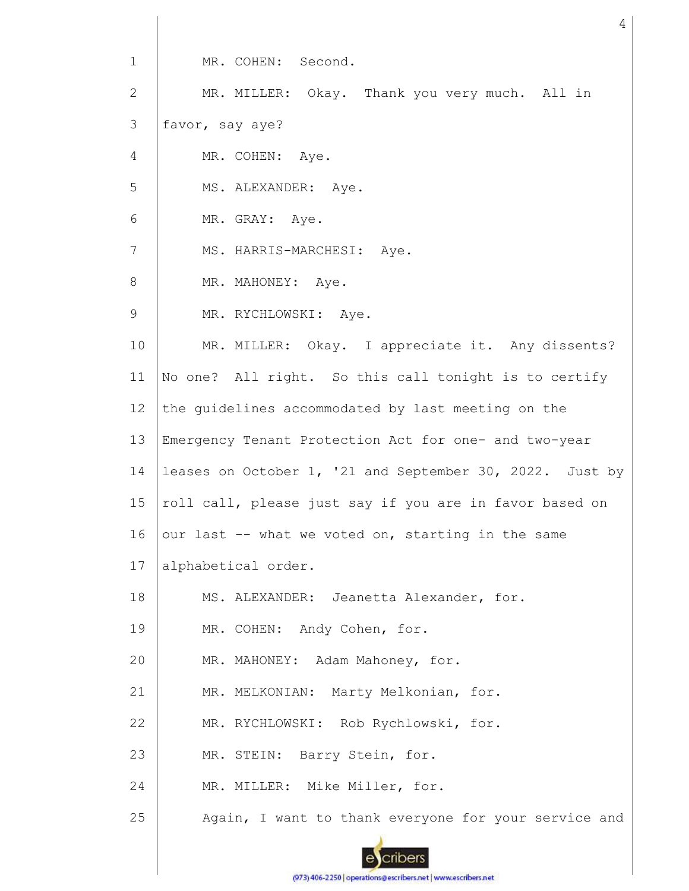MR. COHEN: Second.

MR. MILLER: Okay. Thank you very much. All in favor, say aye?

MR. COHEN: Aye.

MS. ALEXANDER: Aye.

MR. GRAY: Aye.

MS. HARRIS-MARCHESI: Aye.

MR. MAHONEY: Aye.

MR. RYCHLOWSKI: Aye.

MR. MILLER: Okay. I appreciate it. Any dissents? No one? All right. So this call tonight is to certify the guidelines accommodated by last meeting on the Emergency Tenant Protection Act for one- and two-year leases on October 1, '21 and September 30, 2022. Just by roll call, please just say if you are in favor based on our last -- what we voted on, starting in the same alphabetical order.

MS. ALEXANDER: Jeanetta Alexander, for.

MR. COHEN: Andy Cohen, for.

MR. MAHONEY: Adam Mahoney, for.

MR. MELKONIAN: Marty Melkonian, for.

MR. RYCHLOWSKI: Rob Rychlowski, for.

MR. STEIN: Barry Stein, for.

MR. MILLER: Mike Miller, for.

Again, I want to thank everyone for your service and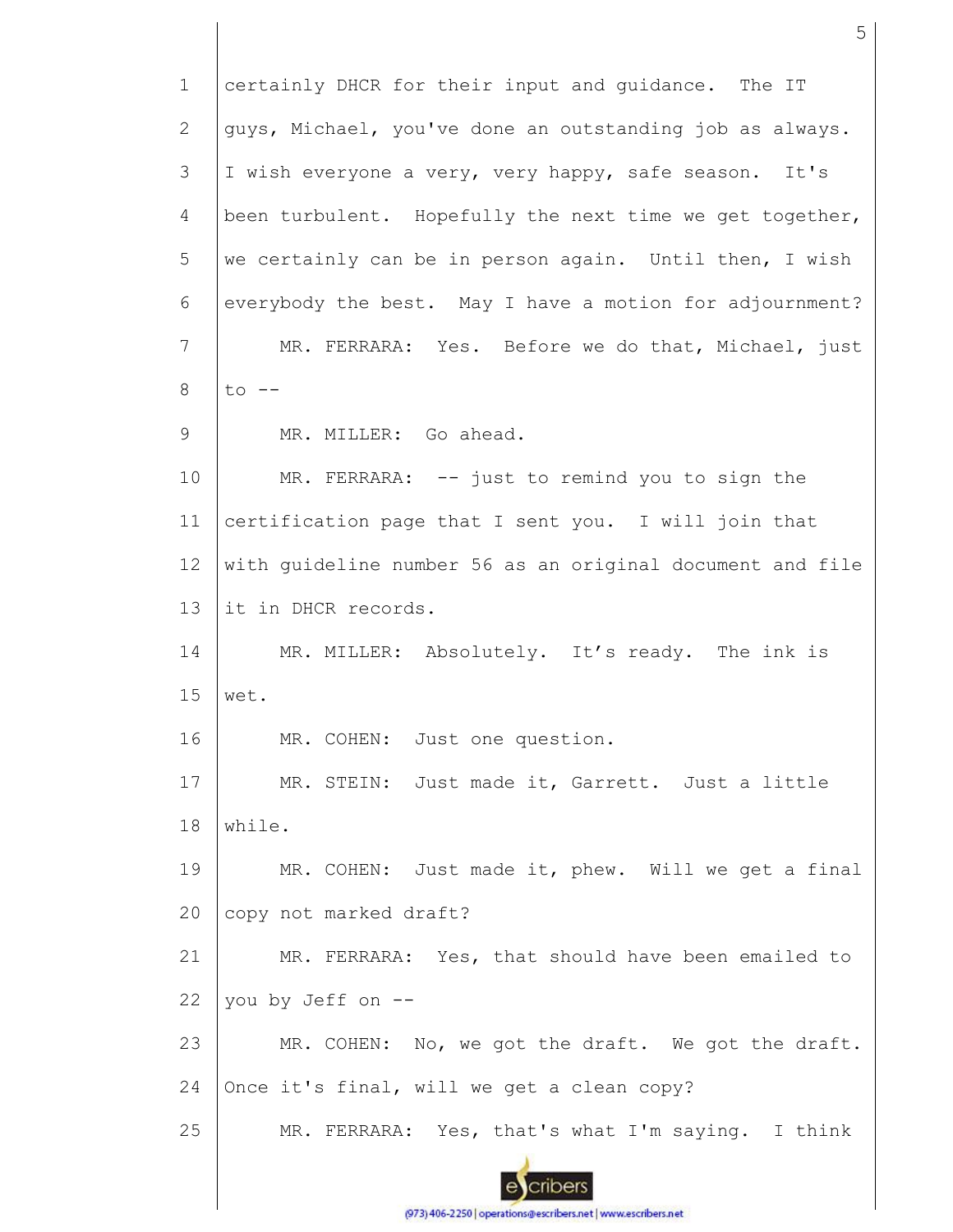certainly DHCR for their input and guidance. The IT guys, Michael, you've done an outstanding job as always. I wish everyone a very, very happy, safe season. It's been turbulent. Hopefully the next time we get together, we certainly can be in person again. Until then, I wish everybody the best. May I have a motion for adjournment?

MR. FERRARA: Yes. Before we do that, Michael, just to --

MR. MILLER: Go ahead.

MR. FERRARA: -- just to remind you to sign the certification page that I sent you. I will join that with guideline number 56 as an original document and file it in DHCR records.

MR. MILLER: Absolutely. It's ready. The ink is wet.

MR. COHEN: Just one question.

MR. STEIN: Just made it, Garrett. Just a little while.

MR. COHEN: Just made it, phew. Will we get a final copy not marked draft?

MR. FERRARA: Yes, that should have been emailed to you by Jeff on --

MR. COHEN: No, we got the draft. We got the draft. Once it's final, will we get a clean copy?

MR. FERRARA: Yes, that's what I'm saying. I think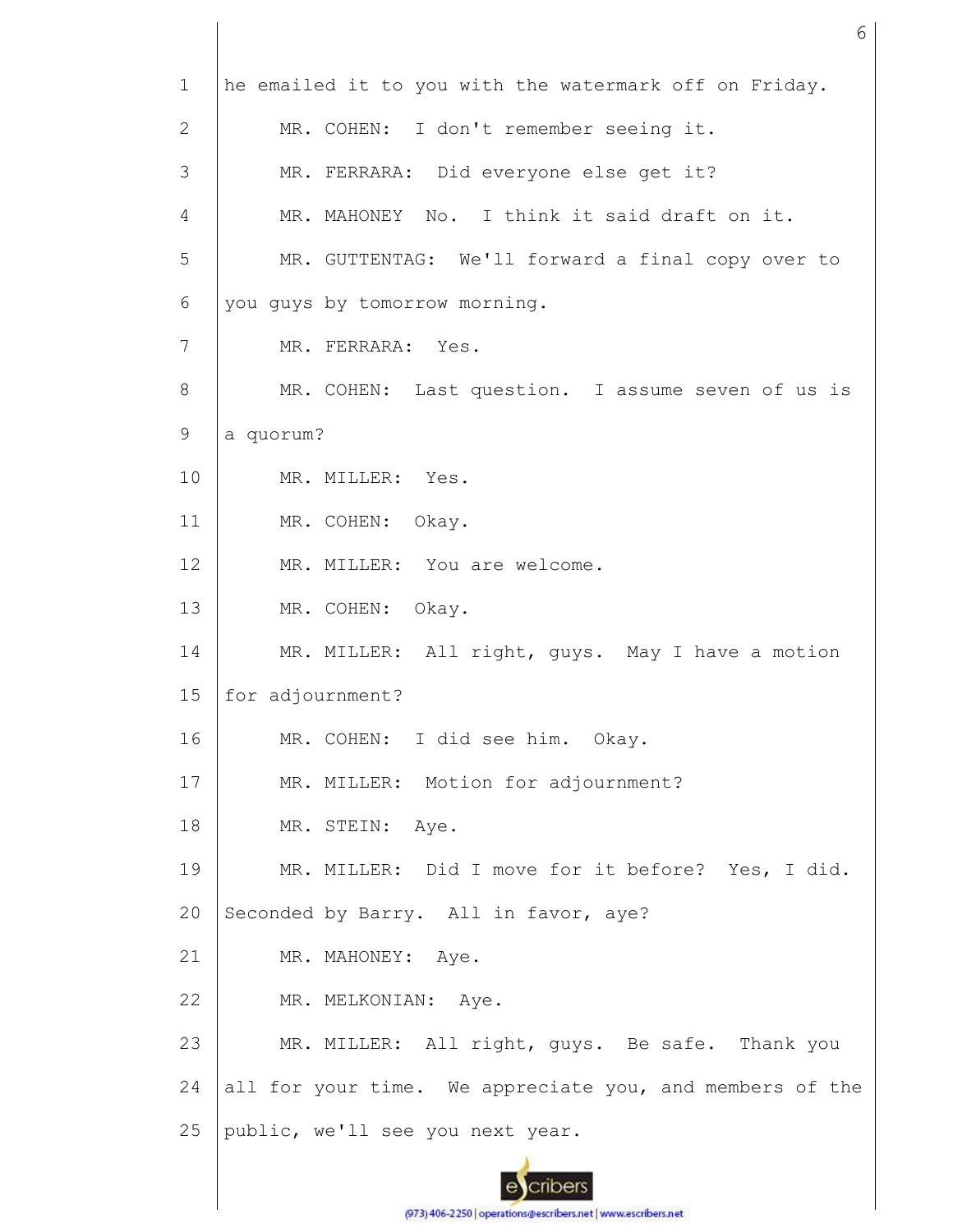1 he emailed it to you with the watermark off on Friday.

2 MR. COHEN: I don't remember seeing it.

3 MR. FERRARA: Did everyone else get it?

4 MR. MAHONEY No. I think it said draft on it.

5 MR. GUTTENTAG: We'll forward a final copy over to

6 you guys by tomorrow morning.

7 MR. FERRARA: Yes.

8 MR. COHEN: Last question. I assume seven of us is

9 a quorum?

10 MR. MILLER: Yes.

11 MR. COHEN: Okay.

12 MR. MILLER: You are welcome.

13 MR. COHEN: Okay.

14 MR. MILLER: All right, guys. May I have a motion

15 for adjournment?

16 MR. COHEN: I did see him. Okay.

17 MR. MILLER: Motion for adjournment?

18 MR. STEIN: Aye.

19 MR. MILLER: Did I move for it before? Yes, I did.

20 Seconded by Barry. All in favor, aye?

21 MR. MAHONEY: Aye.

22 MR. MELKONIAN: Aye.

23 MR. MILLER: All right, guys. Be safe. Thank you

24 all for your time. We appreciate you, and members of the

25 public, we'll see you next year.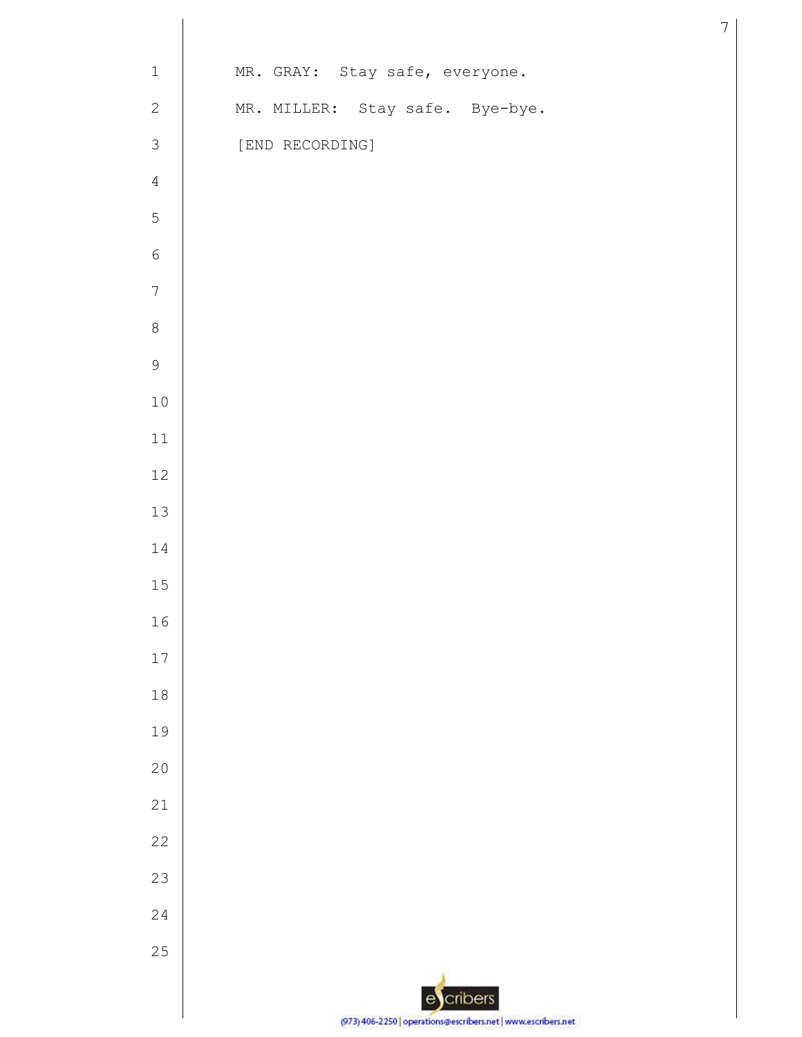MR. GRAY: Stay safe, everyone.

MR. MILLER: Stay safe. Bye-bye.

[END RECORDING]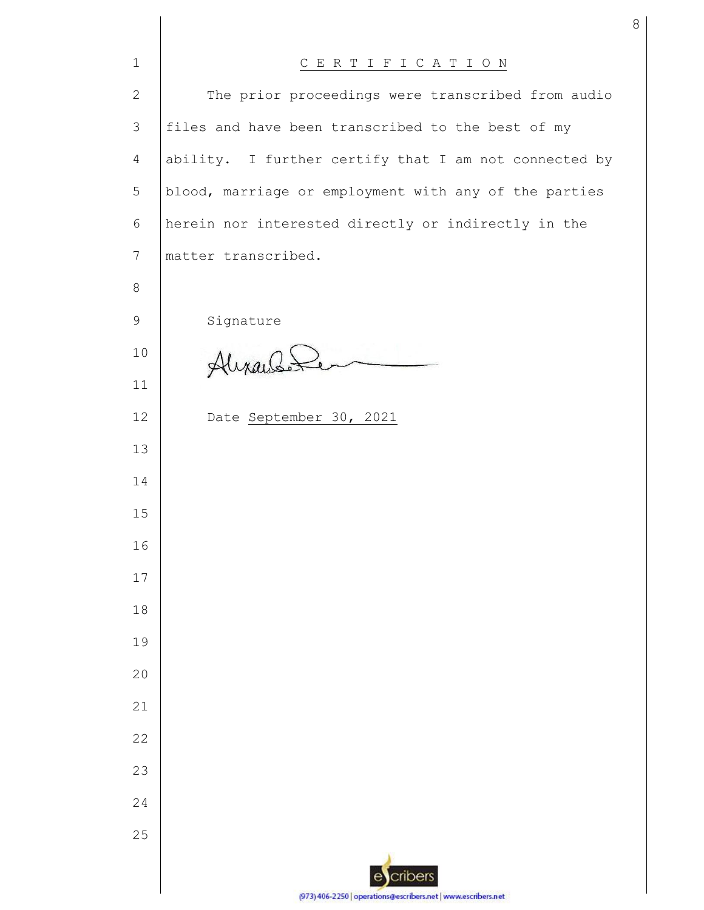# CERTIFICATION

The prior proceedings were transcribed from audio files and have been transcribed to the best of my ability. I further certify that I am not connected by blood, marriage or employment with any of the parties herein nor interested directly or indirectly in the matter transcribed.

Signature

Date September 30, 2021

escribers

(973) 406-2250 | operations@escribers.net | www.escribers.net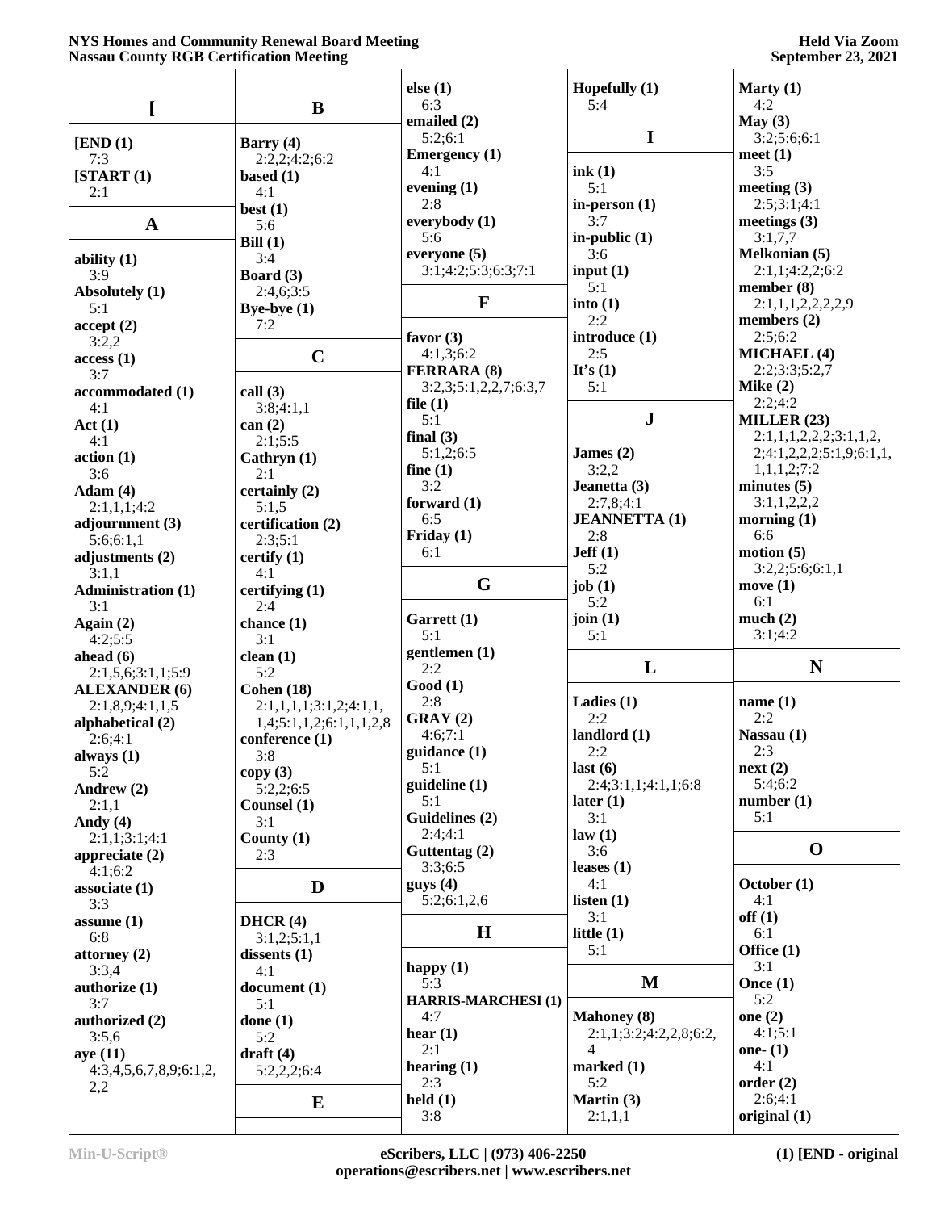## [

**[END (1)**
7:3

**[START (1)**
2:1

## A

**ability (1)**
3:9

**Absolutely (1)**
5:1

**accept (2)**
3:2,2

**access (1)**
3:7

**accommodated (1)**
4:1

**Act (1)**
4:1

**action (1)**
3:6

**Adam (4)**
2:1,1,1;4:2

**adjournment (3)**
5:6;6:1,1

**adjustments (2)**
3:1,1

**Administration (1)**
3:1

**Again (2)**
4:2;5:5

**ahead (6)**
2:1,5,6;3:1,1;5:9

**ALEXANDER (6)**
2:1,8,9;4:1,1,5

**alphabetical (2)**
2:6;4:1

**always (1)**
5:2

**Andrew (2)**
2:1,1

**Andy (4)**
2:1,1;3:1;4:1

**appreciate (2)**
4:1;6:2

**associate (1)**
3:3

**assume (1)**
6:8

**attorney (2)**
3:3,4

**authorize (1)**
3:7

**authorized (2)**
3:5,6

**aye (11)**
4:3,4,5,6,7,8,9;6:1,2,2,2

## B

**Barry (4)**
2:2,2;4:2;6:2

**based (1)**
4:1

**best (1)**
5:6

**Bill (1)**
3:4

**Board (3)**
2:4,6;3:5

**Bye-bye (1)**
7:2

## C

**call (3)**
3:8;4:1,1

**can (2)**
2:1;5:5

**Cathryn (1)**
2:1

**certainly (2)**
5:1,5

**certification (2)**
2:3;5:1

**certify (1)**
4:1

**certifying (1)**
2:4

**chance (1)**
3:1

**clean (1)**
5:2

**Cohen (18)**
2:1,1,1,1;3:1,2;4:1,1,1,4;5:1,1,2;6:1,1,1,2,8

**conference (1)**
3:8

**copy (3)**
5:2,2;6:5

**Counsel (1)**
3:1

**County (1)**
2:3

## D

**DHCR (4)**
3:1,2;5:1,1

**dissents (1)**
4:1

**document (1)**
5:1

**done (1)**
5:2

**draft (4)**
5:2,2,2;6:4

## E

**else (1)**
6:3

**emailed (2)**
5:2;6:1

**Emergency (1)**
4:1

**evening (1)**
2:8

**everybody (1)**
5:6

**everyone (5)**
3:1;4:2;5:3;6:3;7:1

## F

**favor (3)**
4:1,3;6:2

**FERRARA (8)**
3:2,3;5:1,2,2,7;6:3,7

**file (1)**
5:1

**final (3)**
5:1,2;6:5

**fine (1)**
3:2

**forward (1)**
6:5

**Friday (1)**
6:1

## G

**Garrett (1)**
5:1

**gentlemen (1)**
2:2

**Good (1)**
2:8

**GRAY (2)**
4:6;7:1

**guidance (1)**
5:1

**guideline (1)**
5:1

**Guidelines (2)**
2:4;4:1

**Guttentag (2)**
3:3;6:5

**guys (4)**
5:2;6:1,2,6

## H

**happy (1)**
5:3

**HARRIS-MARCHESI (1)**
4:7

**hear (1)**
2:1

**hearing (1)**
2:3

**held (1)**
3:8

**Hopefully (1)**
5:4

## I

**ink (1)**
5:1

**in-person (1)**
3:7

**in-public (1)**
3:6

**input (1)**
5:1

**into (1)**
2:2

**introduce (1)**
2:5

**It's (1)**
5:1

## J

**James (2)**
3:2,2

**Jeanetta (3)**
2:7,8;4:1

**JEANNETTA (1)**
2:8

**Jeff (1)**
5:2

**job (1)**
5:2

**join (1)**
5:1

## L

**Ladies (1)**
2:2

**landlord (1)**
2:2

**last (6)**
2:4;3:1,1;4:1,1;6:8

**later (1)**
3:1

**law (1)**
3:6

**leases (1)**
4:1

**listen (1)**
3:1

**little (1)**
5:1

## M

**Mahoney (8)**
2:1,1;3:2;4:2,2,8;6:2,4

**marked (1)**
5:2

**Martin (3)**
2:1,1,1

**Marty (1)**
4:2

**May (3)**
3:2;5:6;6:1

**meet (1)**
3:5

**meeting (3)**
2:5;3:1;4:1

**meetings (3)**
3:1,7,7

**Melkonian (5)**
2:1,1;4:2,2;6:2

**member (8)**
2:1,1,1,2,2,2,2,9

**members (2)**
2:5;6:2

**MICHAEL (4)**
2:2;3:3;5:2,7

**Mike (2)**
2:2;4:2

**MILLER (23)**
2:1,1,1,2,2,2;3:1,1,2,2;4:1,2,2,2;5:1,9;6:1,1,1,1,1,2;7:2

**minutes (5)**
3:1,1,2,2,2

**morning (1)**
6:6

**motion (5)**
3:2,2;5:6;6:1,1

**move (1)**
6:1

**much (2)**
3:1;4:2

## N

**name (1)**
2:2

**Nassau (1)**
2:3

**next (2)**
5:4;6:2

**number (1)**
5:1

## O

**October (1)**
4:1

**off (1)**
6:1

**Office (1)**
3:1

**Once (1)**
5:2

**one (2)**
4:1;5:1

**one- (1)**
4:1

**order (2)**
2:6;4:1

**original (1)**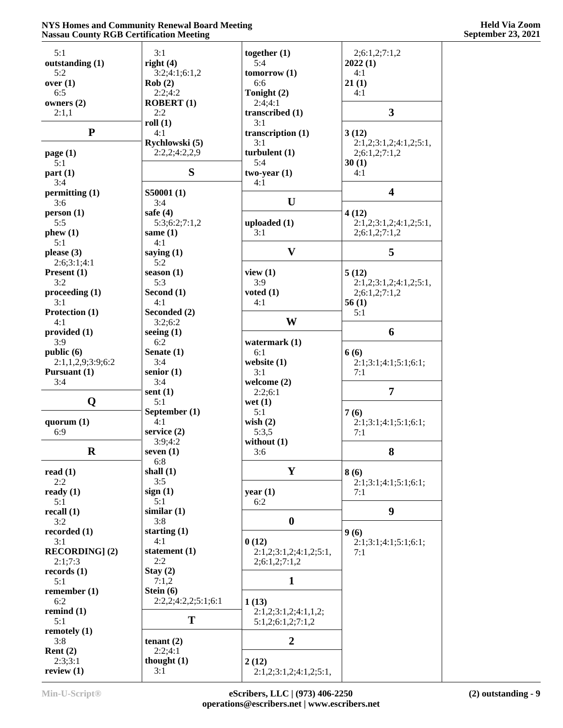5:1
**outstanding (1)**
5:2
**over (1)**
6:5
**owners (2)**
2:1,1

**P**

**page (1)**
5:1
**part (1)**
3:4
**permitting (1)**
3:6
**person (1)**
5:5
**phew (1)**
5:1
**please (3)**
2:6;3:1;4:1
**Present (1)**
3:2
**proceeding (1)**
3:1
**Protection (1)**
4:1
**provided (1)**
3:9
**public (6)**
2:1,1,2,9;3:9;6:2
**Pursuant (1)**
3:4

**Q**

**quorum (1)**
6:9

**R**

**read (1)**
2:2
**ready (1)**
5:1
**recall (1)**
3:2
**recorded (1)**
3:1
**RECORDING] (2)**
2:1;7:3
**records (1)**
5:1
**remember (1)**
6:2
**remind (1)**
5:1
**remotely (1)**
3:8
**Rent (2)**
2:3;3:1
**review (1)**
3:1
**right (4)**
3:2;4:1;6:1,2
**Rob (2)**
2:2;4:2
**ROBERT (1)**
2:2
**roll (1)**
4:1
**Rychlowski (5)**
2:2,2;4:2,2,9

**S**

**S50001 (1)**
3:4
**safe (4)**
5:3;6:2;7:1,2
**same (1)**
4:1
**saying (1)**
5:2
**season (1)**
5:3
**Second (1)**
4:1
**Seconded (2)**
3:2;6:2
**seeing (1)**
6:2
**Senate (1)**
3:4
**senior (1)**
3:4
**sent (1)**
5:1
**September (1)**
4:1
**service (2)**
3:9;4:2
**seven (1)**
6:8
**shall (1)**
3:5
**sign (1)**
5:1
**similar (1)**
3:8
**starting (1)**
4:1
**statement (1)**
2:2
**Stay (2)**
7:1,2
**Stein (6)**
2:2,2;4:2,2;5:1;6:1

**T**

**tenant (2)**
2:2;4:1
**thought (1)**
3:1
**together (1)**
5:4
**tomorrow (1)**
6:6
**Tonight (2)**
2:4;4:1
**transcribed (1)**
3:1
**transcription (1)**
3:1
**turbulent (1)**
5:4
**two-year (1)**
4:1

**U**

**uploaded (1)**
3:1

**V**

**view (1)**
3:9
**voted (1)**
4:1

**W**

**watermark (1)**
6:1
**website (1)**
3:1
**welcome (2)**
2:2;6:1
**wet (1)**
5:1
**wish (2)**
5:3,5
**without (1)**
3:6

**Y**

**year (1)**
6:2

**0**

**0 (12)**
2:1,2;3:1,2;4:1,2;5:1,2;6:1,2;7:1,2

**1**

**1 (13)**
2:1,2;3:1,2;4:1,1,2;5:1,2;6:1,2;7:1,2

**2**

**2 (12)**
2:1,2;3:1,2;4:1,2;5:1,2;6:1,2;7:1,2
**2022 (1)**
4:1
**21 (1)**
4:1

**3**

**3 (12)**
2:1,2;3:1,2;4:1,2;5:1,2;6:1,2;7:1,2
**30 (1)**
4:1

**4**

**4 (12)**
2:1,2;3:1,2;4:1,2;5:1,2;6:1,2;7:1,2

**5**

**5 (12)**
2:1,2;3:1,2;4:1,2;5:1,2;6:1,2;7:1,2
**56 (1)**
5:1

**6**

**6 (6)**
2:1;3:1;4:1;5:1;6:1;7:1

**7**

**7 (6)**
2:1;3:1;4:1;5:1;6:1;7:1

**8**

**8 (6)**
2:1;3:1;4:1;5:1;6:1;7:1

**9**

**9 (6)**
2:1;3:1;4:1;5:1;6:1;7:1